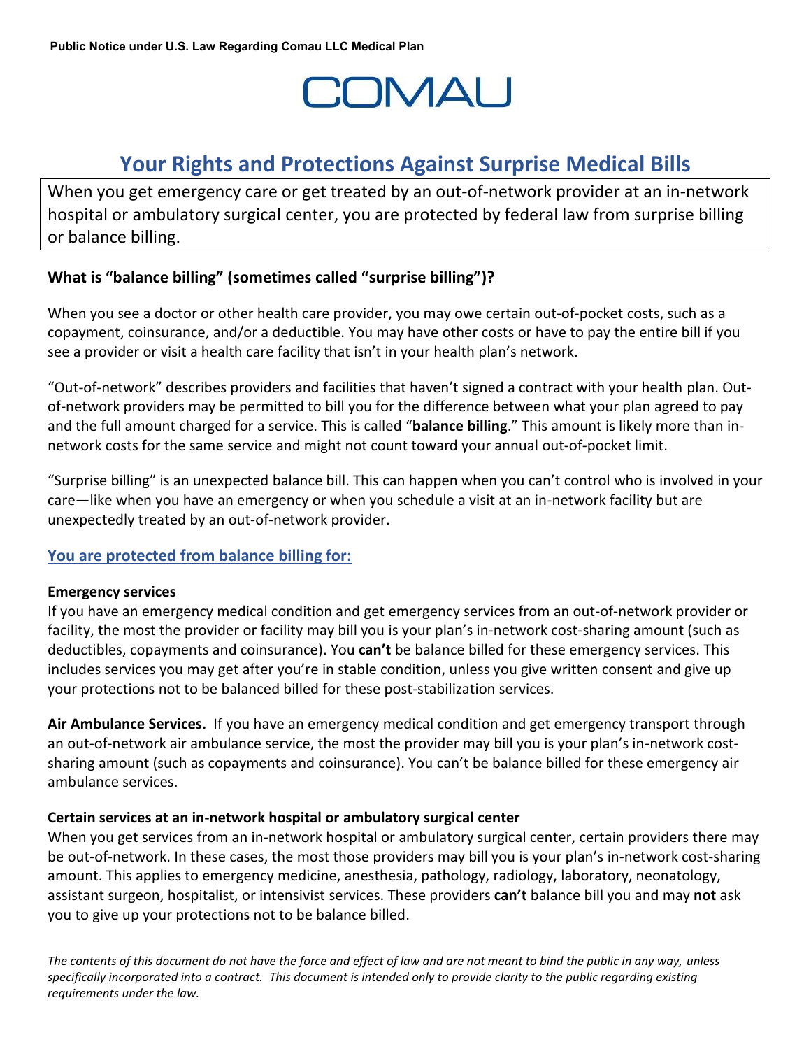Public Notice under U.S. Law Regarding Comau LLC Medical Plan

COMAU

# Your Rights and Protections Against Surprise Medical Bills

When you get emergency care or get treated by an out-of-network provider at an in-network hospital or ambulatory surgical center, you are protected by federal law from surprise billing or balance billing.

## What is "balance billing" (sometimes called "surprise billing")?

When you see a doctor or other health care provider, you may owe certain out-of-pocket costs, such as a copayment, coinsurance, and/or a deductible. You may have other costs or have to pay the entire bill if you see a provider or visit a health care facility that isn't in your health plan's network.

"Out-of-network" describes providers and facilities that haven't signed a contract with your health plan. Out-of-network providers may be permitted to bill you for the difference between what your plan agreed to pay and the full amount charged for a service. This is called "**balance billing**." This amount is likely more than in-network costs for the same service and might not count toward your annual out-of-pocket limit.

"Surprise billing" is an unexpected balance bill. This can happen when you can't control who is involved in your care—like when you have an emergency or when you schedule a visit at an in-network facility but are unexpectedly treated by an out-of-network provider.

## You are protected from balance billing for:

**Emergency services**

If you have an emergency medical condition and get emergency services from an out-of-network provider or facility, the most the provider or facility may bill you is your plan's in-network cost-sharing amount (such as deductibles, copayments and coinsurance). You **can't** be balance billed for these emergency services. This includes services you may get after you're in stable condition, unless you give written consent and give up your protections not to be balanced billed for these post-stabilization services.

**Air Ambulance Services.** If you have an emergency medical condition and get emergency transport through an out-of-network air ambulance service, the most the provider may bill you is your plan's in-network cost-sharing amount (such as copayments and coinsurance). You can't be balance billed for these emergency air ambulance services.

**Certain services at an in-network hospital or ambulatory surgical center**

When you get services from an in-network hospital or ambulatory surgical center, certain providers there may be out-of-network. In these cases, the most those providers may bill you is your plan's in-network cost-sharing amount. This applies to emergency medicine, anesthesia, pathology, radiology, laboratory, neonatology, assistant surgeon, hospitalist, or intensivist services. These providers **can't** balance bill you and may **not** ask you to give up your protections not to be balance billed.

*The contents of this document do not have the force and effect of law and are not meant to bind the public in any way, unless specifically incorporated into a contract. This document is intended only to provide clarity to the public regarding existing requirements under the law.*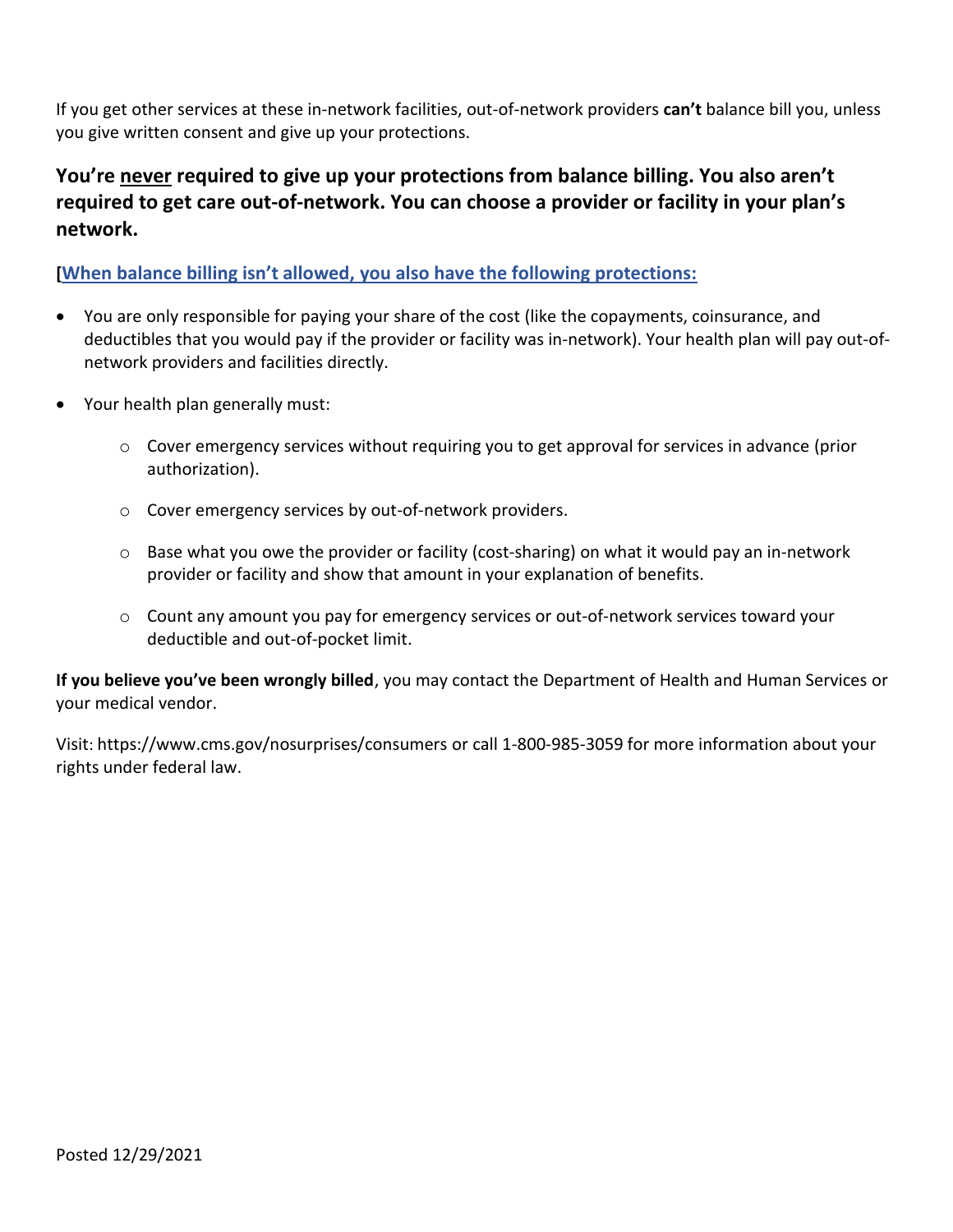If you get other services at these in-network facilities, out-of-network providers **can't** balance bill you, unless you give written consent and give up your protections.

### You're never required to give up your protections from balance billing. You also aren't required to get care out-of-network. You can choose a provider or facility in your plan's network.

**[When balance billing isn't allowed, you also have the following protections:**

- You are only responsible for paying your share of the cost (like the copayments, coinsurance, and deductibles that you would pay if the provider or facility was in-network). Your health plan will pay out-of-network providers and facilities directly.
- Your health plan generally must:
  - Cover emergency services without requiring you to get approval for services in advance (prior authorization).
  - Cover emergency services by out-of-network providers.
  - Base what you owe the provider or facility (cost-sharing) on what it would pay an in-network provider or facility and show that amount in your explanation of benefits.
  - Count any amount you pay for emergency services or out-of-network services toward your deductible and out-of-pocket limit.

**If you believe you've been wrongly billed**, you may contact the Department of Health and Human Services or your medical vendor.

Visit: https://www.cms.gov/nosurprises/consumers or call 1-800-985-3059 for more information about your rights under federal law.

Posted 12/29/2021